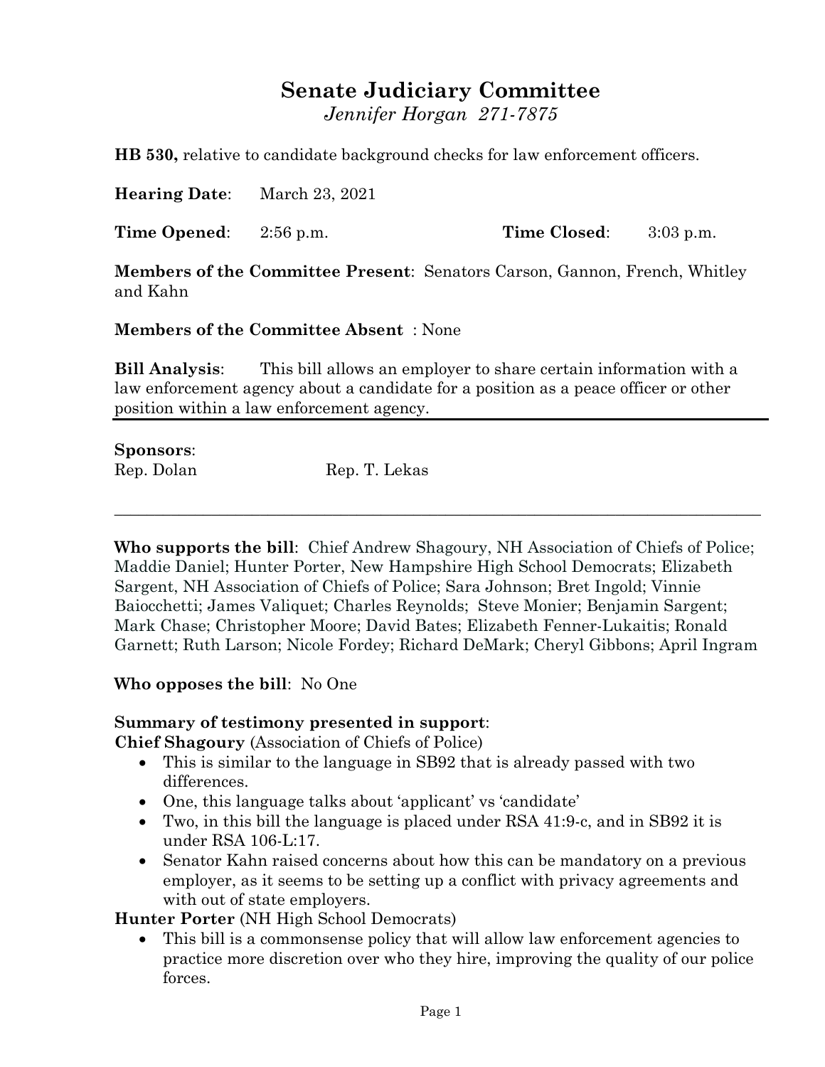# Senate Judiciary Committee

*Jennifer Horgan 271-7875*

**HB 530,** relative to candidate background checks for law enforcement officers.

**Hearing Date**: March 23, 2021

**Time Opened**: 2:56 p.m. **Time Closed**: 3:03 p.m.

**Members of the Committee Present**: Senators Carson, Gannon, French, Whitley and Kahn

**Members of the Committee Absent** : None

**Bill Analysis**: This bill allows an employer to share certain information with a law enforcement agency about a candidate for a position as a peace officer or other position within a law enforcement agency.

---

**Sponsors**:

Rep. Dolan Rep. T. Lekas

---

**Who supports the bill**: Chief Andrew Shagoury, NH Association of Chiefs of Police; Maddie Daniel; Hunter Porter, New Hampshire High School Democrats; Elizabeth Sargent, NH Association of Chiefs of Police; Sara Johnson; Bret Ingold; Vinnie Baiocchetti; James Valiquet; Charles Reynolds; Steve Monier; Benjamin Sargent; Mark Chase; Christopher Moore; David Bates; Elizabeth Fenner-Lukaitis; Ronald Garnett; Ruth Larson; Nicole Fordey; Richard DeMark; Cheryl Gibbons; April Ingram

**Who opposes the bill**: No One

**Summary of testimony presented in support**:

**Chief Shagoury** (Association of Chiefs of Police)

- This is similar to the language in SB92 that is already passed with two differences.
- One, this language talks about 'applicant' vs 'candidate'
- Two, in this bill the language is placed under RSA 41:9-c, and in SB92 it is under RSA 106-L:17.
- Senator Kahn raised concerns about how this can be mandatory on a previous employer, as it seems to be setting up a conflict with privacy agreements and with out of state employers.

**Hunter Porter** (NH High School Democrats)

- This bill is a commonsense policy that will allow law enforcement agencies to practice more discretion over who they hire, improving the quality of our police forces.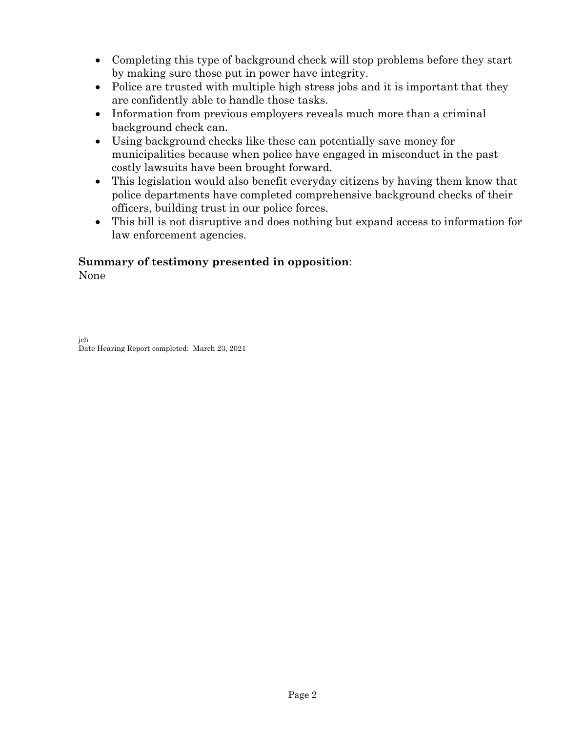- Completing this type of background check will stop problems before they start by making sure those put in power have integrity.
- Police are trusted with multiple high stress jobs and it is important that they are confidently able to handle those tasks.
- Information from previous employers reveals much more than a criminal background check can.
- Using background checks like these can potentially save money for municipalities because when police have engaged in misconduct in the past costly lawsuits have been brought forward.
- This legislation would also benefit everyday citizens by having them know that police departments have completed comprehensive background checks of their officers, building trust in our police forces.
- This bill is not disruptive and does nothing but expand access to information for law enforcement agencies.

**Summary of testimony presented in opposition**:
None

jch
Date Hearing Report completed: March 23, 2021